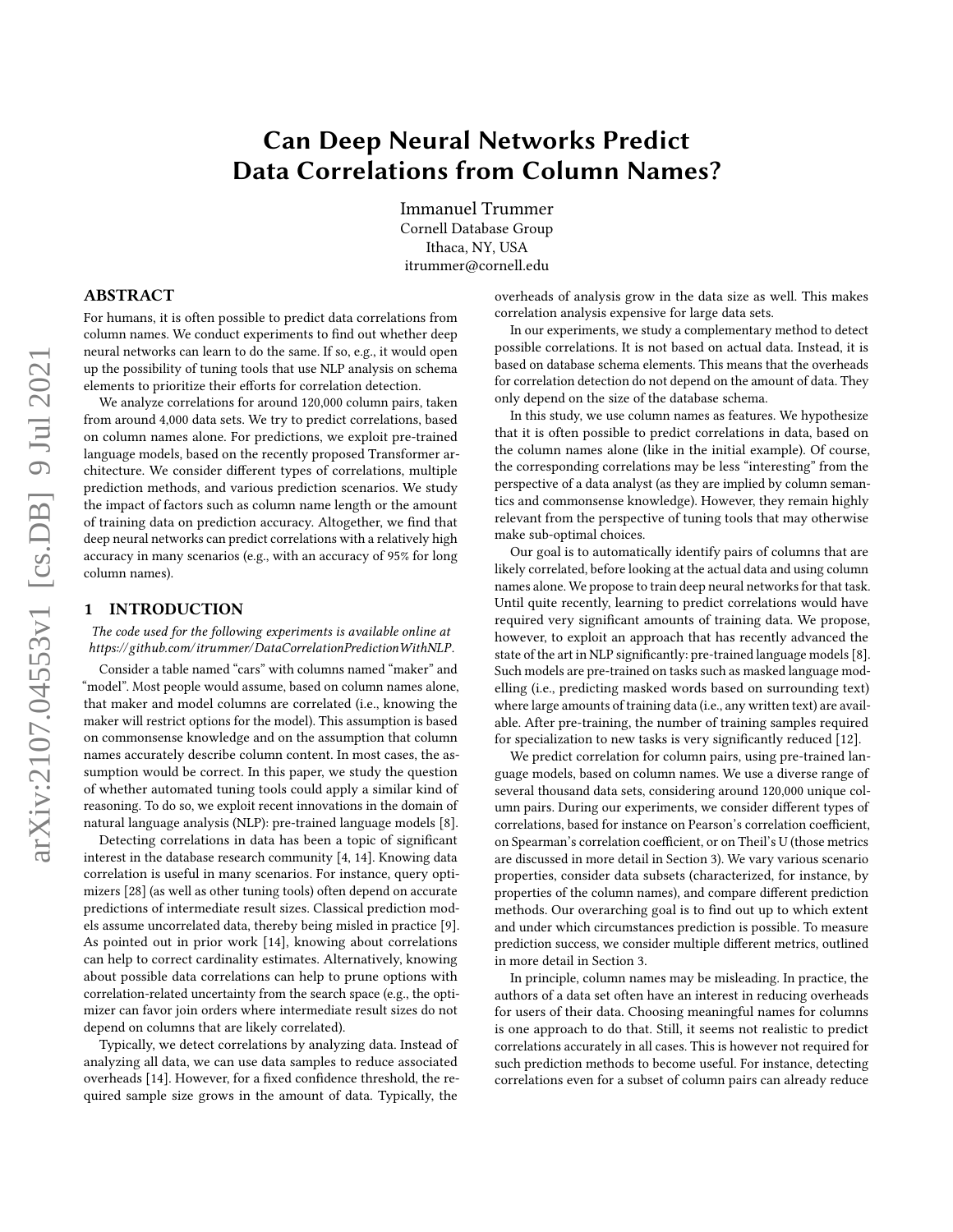# Can Deep Neural Networks Predict Data Correlations from Column Names?

Immanuel Trummer
Cornell Database Group
Ithaca, NY, USA
itrummer@cornell.edu

## ABSTRACT

For humans, it is often possible to predict data correlations from column names. We conduct experiments to find out whether deep neural networks can learn to do the same. If so, e.g., it would open up the possibility of tuning tools that use NLP analysis on schema elements to prioritize their efforts for correlation detection.

We analyze correlations for around 120,000 column pairs, taken from around 4,000 data sets. We try to predict correlations, based on column names alone. For predictions, we exploit pre-trained language models, based on the recently proposed Transformer architecture. We consider different types of correlations, multiple prediction methods, and various prediction scenarios. We study the impact of factors such as column name length or the amount of training data on prediction accuracy. Altogether, we find that deep neural networks can predict correlations with a relatively high accuracy in many scenarios (e.g., with an accuracy of 95% for long column names).

## 1 INTRODUCTION

*The code used for the following experiments is available online at https://github.com/itrummer/DataCorrelationPredictionWithNLP.*

Consider a table named "cars" with columns named "maker" and "model". Most people would assume, based on column names alone, that maker and model columns are correlated (i.e., knowing the maker will restrict options for the model). This assumption is based on commonsense knowledge and on the assumption that column names accurately describe column content. In most cases, the assumption would be correct. In this paper, we study the question of whether automated tuning tools could apply a similar kind of reasoning. To do so, we exploit recent innovations in the domain of natural language analysis (NLP): pre-trained language models [8].

Detecting correlations in data has been a topic of significant interest in the database research community [4, 14]. Knowing data correlation is useful in many scenarios. For instance, query optimizers [28] (as well as other tuning tools) often depend on accurate predictions of intermediate result sizes. Classical prediction models assume uncorrelated data, thereby being misled in practice [9]. As pointed out in prior work [14], knowing about correlations can help to correct cardinality estimates. Alternatively, knowing about possible data correlations can help to prune options with correlation-related uncertainty from the search space (e.g., the optimizer can favor join orders where intermediate result sizes do not depend on columns that are likely correlated).

Typically, we detect correlations by analyzing data. Instead of analyzing all data, we can use data samples to reduce associated overheads [14]. However, for a fixed confidence threshold, the required sample size grows in the amount of data. Typically, the overheads of analysis grow in the data size as well. This makes correlation analysis expensive for large data sets.

In our experiments, we study a complementary method to detect possible correlations. It is not based on actual data. Instead, it is based on database schema elements. This means that the overheads for correlation detection do not depend on the amount of data. They only depend on the size of the database schema.

In this study, we use column names as features. We hypothesize that it is often possible to predict correlations in data, based on the column names alone (like in the initial example). Of course, the corresponding correlations may be less "interesting" from the perspective of a data analyst (as they are implied by column semantics and commonsense knowledge). However, they remain highly relevant from the perspective of tuning tools that may otherwise make sub-optimal choices.

Our goal is to automatically identify pairs of columns that are likely correlated, before looking at the actual data and using column names alone. We propose to train deep neural networks for that task. Until quite recently, learning to predict correlations would have required very significant amounts of training data. We propose, however, to exploit an approach that has recently advanced the state of the art in NLP significantly: pre-trained language models [8]. Such models are pre-trained on tasks such as masked language modelling (i.e., predicting masked words based on surrounding text) where large amounts of training data (i.e., any written text) are available. After pre-training, the number of training samples required for specialization to new tasks is very significantly reduced [12].

We predict correlation for column pairs, using pre-trained language models, based on column names. We use a diverse range of several thousand data sets, considering around 120,000 unique column pairs. During our experiments, we consider different types of correlations, based for instance on Pearson's correlation coefficient, on Spearman's correlation coefficient, or on Theil's U (those metrics are discussed in more detail in Section 3). We vary various scenario properties, consider data subsets (characterized, for instance, by properties of the column names), and compare different prediction methods. Our overarching goal is to find out up to which extent and under which circumstances prediction is possible. To measure prediction success, we consider multiple different metrics, outlined in more detail in Section 3.

In principle, column names may be misleading. In practice, the authors of a data set often have an interest in reducing overheads for users of their data. Choosing meaningful names for columns is one approach to do that. Still, it seems not realistic to predict correlations accurately in all cases. This is however not required for such prediction methods to become useful. For instance, detecting correlations even for a subset of column pairs can already reduce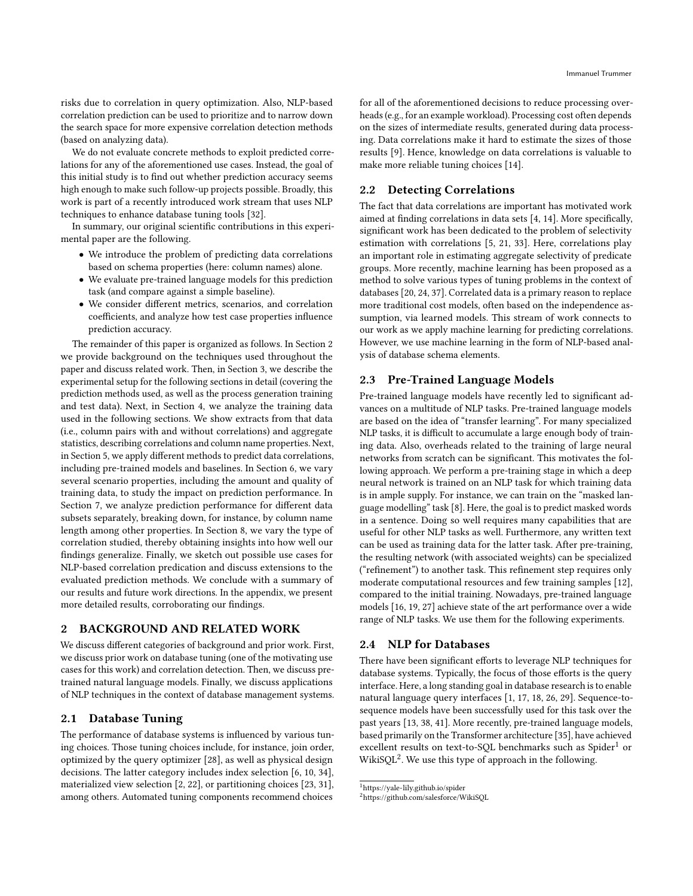risks due to correlation in query optimization. Also, NLP-based correlation prediction can be used to prioritize and to narrow down the search space for more expensive correlation detection methods (based on analyzing data).

We do not evaluate concrete methods to exploit predicted correlations for any of the aforementioned use cases. Instead, the goal of this initial study is to find out whether prediction accuracy seems high enough to make such follow-up projects possible. Broadly, this work is part of a recently introduced work stream that uses NLP techniques to enhance database tuning tools [32].

In summary, our original scientific contributions in this experimental paper are the following.

- We introduce the problem of predicting data correlations based on schema properties (here: column names) alone.
- We evaluate pre-trained language models for this prediction task (and compare against a simple baseline).
- We consider different metrics, scenarios, and correlation coefficients, and analyze how test case properties influence prediction accuracy.

The remainder of this paper is organized as follows. In Section 2 we provide background on the techniques used throughout the paper and discuss related work. Then, in Section 3, we describe the experimental setup for the following sections in detail (covering the prediction methods used, as well as the process generation training and test data). Next, in Section 4, we analyze the training data used in the following sections. We show extracts from that data (i.e., column pairs with and without correlations) and aggregate statistics, describing correlations and column name properties. Next, in Section 5, we apply different methods to predict data correlations, including pre-trained models and baselines. In Section 6, we vary several scenario properties, including the amount and quality of training data, to study the impact on prediction performance. In Section 7, we analyze prediction performance for different data subsets separately, breaking down, for instance, by column name length among other properties. In Section 8, we vary the type of correlation studied, thereby obtaining insights into how well our findings generalize. Finally, we sketch out possible use cases for NLP-based correlation predication and discuss extensions to the evaluated prediction methods. We conclude with a summary of our results and future work directions. In the appendix, we present more detailed results, corroborating our findings.

## 2 BACKGROUND AND RELATED WORK

We discuss different categories of background and prior work. First, we discuss prior work on database tuning (one of the motivating use cases for this work) and correlation detection. Then, we discuss pre-trained natural language models. Finally, we discuss applications of NLP techniques in the context of database management systems.

### 2.1 Database Tuning

The performance of database systems is influenced by various tuning choices. Those tuning choices include, for instance, join order, optimized by the query optimizer [28], as well as physical design decisions. The latter category includes index selection [6, 10, 34], materialized view selection [2, 22], or partitioning choices [23, 31], among others. Automated tuning components recommend choices for all of the aforementioned decisions to reduce processing overheads (e.g., for an example workload). Processing cost often depends on the sizes of intermediate results, generated during data processing. Data correlations make it hard to estimate the sizes of those results [9]. Hence, knowledge on data correlations is valuable to make more reliable tuning choices [14].

### 2.2 Detecting Correlations

The fact that data correlations are important has motivated work aimed at finding correlations in data sets [4, 14]. More specifically, significant work has been dedicated to the problem of selectivity estimation with correlations [5, 21, 33]. Here, correlations play an important role in estimating aggregate selectivity of predicate groups. More recently, machine learning has been proposed as a method to solve various types of tuning problems in the context of databases [20, 24, 37]. Correlated data is a primary reason to replace more traditional cost models, often based on the independence assumption, via learned models. This stream of work connects to our work as we apply machine learning for predicting correlations. However, we use machine learning in the form of NLP-based analysis of database schema elements.

### 2.3 Pre-Trained Language Models

Pre-trained language models have recently led to significant advances on a multitude of NLP tasks. Pre-trained language models are based on the idea of "transfer learning". For many specialized NLP tasks, it is difficult to accumulate a large enough body of training data. Also, overheads related to the training of large neural networks from scratch can be significant. This motivates the following approach. We perform a pre-training stage in which a deep neural network is trained on an NLP task for which training data is in ample supply. For instance, we can train on the "masked language modelling" task [8]. Here, the goal is to predict masked words in a sentence. Doing so well requires many capabilities that are useful for other NLP tasks as well. Furthermore, any written text can be used as training data for the latter task. After pre-training, the resulting network (with associated weights) can be specialized ("refinement") to another task. This refinement step requires only moderate computational resources and few training samples [12], compared to the initial training. Nowadays, pre-trained language models [16, 19, 27] achieve state of the art performance over a wide range of NLP tasks. We use them for the following experiments.

### 2.4 NLP for Databases

There have been significant efforts to leverage NLP techniques for database systems. Typically, the focus of those efforts is the query interface. Here, a long standing goal in database research is to enable natural language query interfaces [1, 17, 18, 26, 29]. Sequence-to-sequence models have been successfully used for this task over the past years [13, 38, 41]. More recently, pre-trained language models, based primarily on the Transformer architecture [35], have achieved excellent results on text-to-SQL benchmarks such as Spider[1] or WikiSQL[2]. We use this type of approach in the following.

[1] https://yale-lily.github.io/spider
[2] https://github.com/salesforce/WikiSQL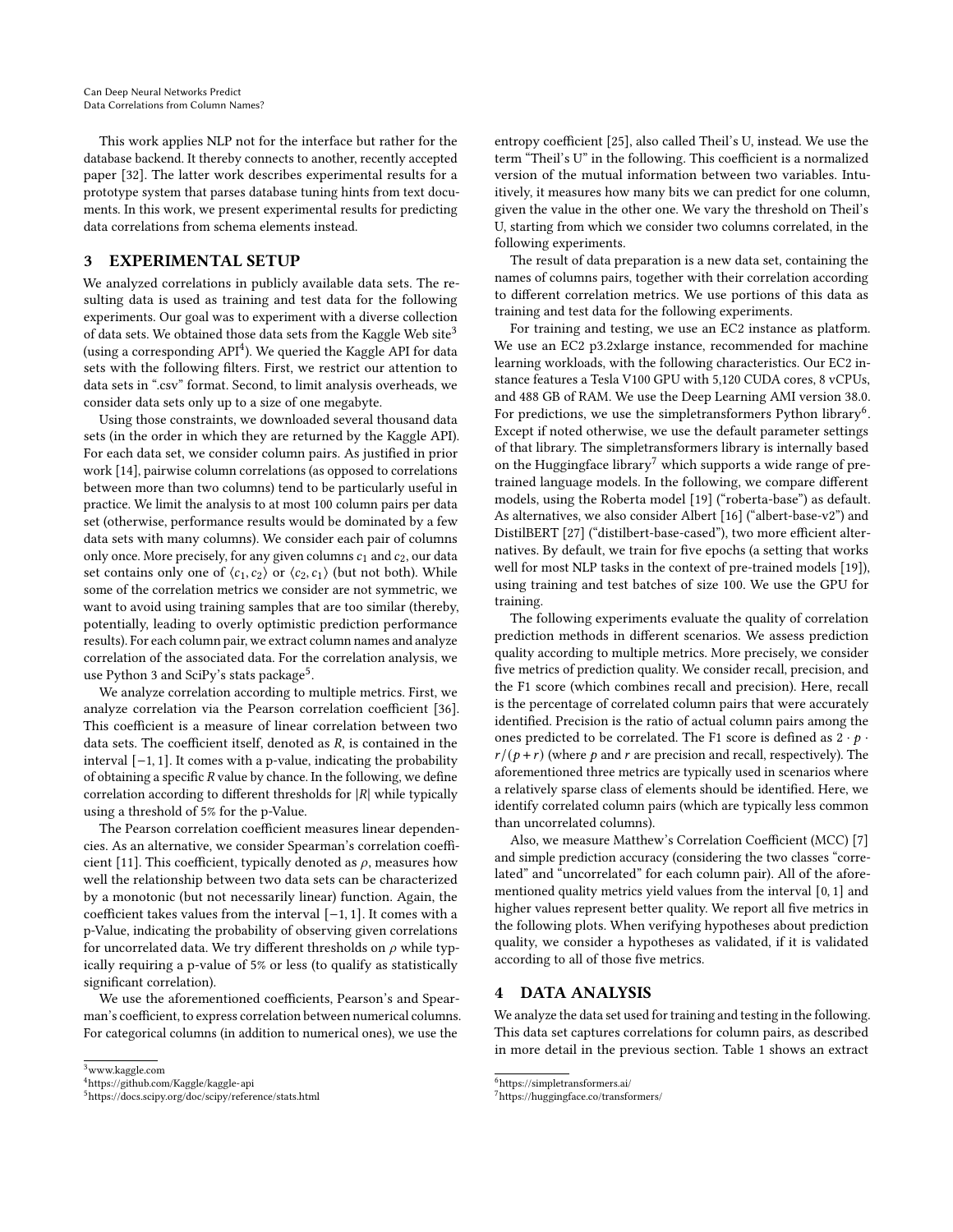This work applies NLP not for the interface but rather for the database backend. It thereby connects to another, recently accepted paper [32]. The latter work describes experimental results for a prototype system that parses database tuning hints from text documents. In this work, we present experimental results for predicting data correlations from schema elements instead.

## 3 EXPERIMENTAL SETUP

We analyzed correlations in publicly available data sets. The resulting data is used as training and test data for the following experiments. Our goal was to experiment with a diverse collection of data sets. We obtained those data sets from the Kaggle Web site[3] (using a corresponding API[4]). We queried the Kaggle API for data sets with the following filters. First, we restrict our attention to data sets in ".csv" format. Second, to limit analysis overheads, we consider data sets only up to a size of one megabyte.

Using those constraints, we downloaded several thousand data sets (in the order in which they are returned by the Kaggle API). For each data set, we consider column pairs. As justified in prior work [14], pairwise column correlations (as opposed to correlations between more than two columns) tend to be particularly useful in practice. We limit the analysis to at most 100 column pairs per data set (otherwise, performance results would be dominated by a few data sets with many columns). We consider each pair of columns only once. More precisely, for any given columns $c_1$ and $c_2$, our data set contains only one of $\langle c_1, c_2 \rangle$ or $\langle c_2, c_1 \rangle$ (but not both). While some of the correlation metrics we consider are not symmetric, we want to avoid using training samples that are too similar (thereby, potentially, leading to overly optimistic prediction performance results). For each column pair, we extract column names and analyze correlation of the associated data. For the correlation analysis, we use Python 3 and SciPy's stats package[5].

We analyze correlation according to multiple metrics. First, we analyze correlation via the Pearson correlation coefficient [36]. This coefficient is a measure of linear correlation between two data sets. The coefficient itself, denoted as $R$, is contained in the interval $[-1, 1]$. It comes with a p-value, indicating the probability of obtaining a specific $R$ value by chance. In the following, we define correlation according to different thresholds for $|R|$ while typically using a threshold of 5% for the p-Value.

The Pearson correlation coefficient measures linear dependencies. As an alternative, we consider Spearman's correlation coefficient [11]. This coefficient, typically denoted as $\rho$, measures how well the relationship between two data sets can be characterized by a monotonic (but not necessarily linear) function. Again, the coefficient takes values from the interval $[-1, 1]$. It comes with a p-Value, indicating the probability of observing given correlations for uncorrelated data. We try different thresholds on $\rho$ while typically requiring a p-value of 5% or less (to qualify as statistically significant correlation).

We use the aforementioned coefficients, Pearson's and Spearman's coefficient, to express correlation between numerical columns. For categorical columns (in addition to numerical ones), we use the entropy coefficient [25], also called Theil's U, instead. We use the term "Theil's U" in the following. This coefficient is a normalized version of the mutual information between two variables. Intuitively, it measures how many bits we can predict for one column, given the value in the other one. We vary the threshold on Theil's U, starting from which we consider two columns correlated, in the following experiments.

The result of data preparation is a new data set, containing the names of columns pairs, together with their correlation according to different correlation metrics. We use portions of this data as training and test data for the following experiments.

For training and testing, we use an EC2 instance as platform. We use an EC2 p3.2xlarge instance, recommended for machine learning workloads, with the following characteristics. Our EC2 instance features a Tesla V100 GPU with 5,120 CUDA cores, 8 vCPUs, and 488 GB of RAM. We use the Deep Learning AMI version 38.0. For predictions, we use the simpletransformers Python library[6]. Except if noted otherwise, we use the default parameter settings of that library. The simpletransformers library is internally based on the Huggingface library[7] which supports a wide range of pre-trained language models. In the following, we compare different models, using the Roberta model [19] ("roberta-base") as default. As alternatives, we also consider Albert [16] ("albert-base-v2") and DistilBERT [27] ("distilbert-base-cased"), two more efficient alternatives. By default, we train for five epochs (a setting that works well for most NLP tasks in the context of pre-trained models [19]), using training and test batches of size 100. We use the GPU for training.

The following experiments evaluate the quality of correlation prediction methods in different scenarios. We assess prediction quality according to multiple metrics. More precisely, we consider five metrics of prediction quality. We consider recall, precision, and the F1 score (which combines recall and precision). Here, recall is the percentage of correlated column pairs that were accurately identified. Precision is the ratio of actual column pairs among the ones predicted to be correlated. The F1 score is defined as $2 \cdot p \cdot r/(p + r)$ (where $p$ and $r$ are precision and recall, respectively). The aforementioned three metrics are typically used in scenarios where a relatively sparse class of elements should be identified. Here, we identify correlated column pairs (which are typically less common than uncorrelated columns).

Also, we measure Matthew's Correlation Coefficient (MCC) [7] and simple prediction accuracy (considering the two classes "correlated" and "uncorrelated" for each column pair). All of the aforementioned quality metrics yield values from the interval $[0, 1]$ and higher values represent better quality. We report all five metrics in the following plots. When verifying hypotheses about prediction quality, we consider a hypotheses as validated, if it is validated according to all of those five metrics.

## 4 DATA ANALYSIS

We analyze the data set used for training and testing in the following. This data set captures correlations for column pairs, as described in more detail in the previous section. Table 1 shows an extract

[3] www.kaggle.com

[4] https://github.com/Kaggle/kaggle-api

[5] https://docs.scipy.org/doc/scipy/reference/stats.html

[6] https://simpletransformers.ai/

[7] https://huggingface.co/transformers/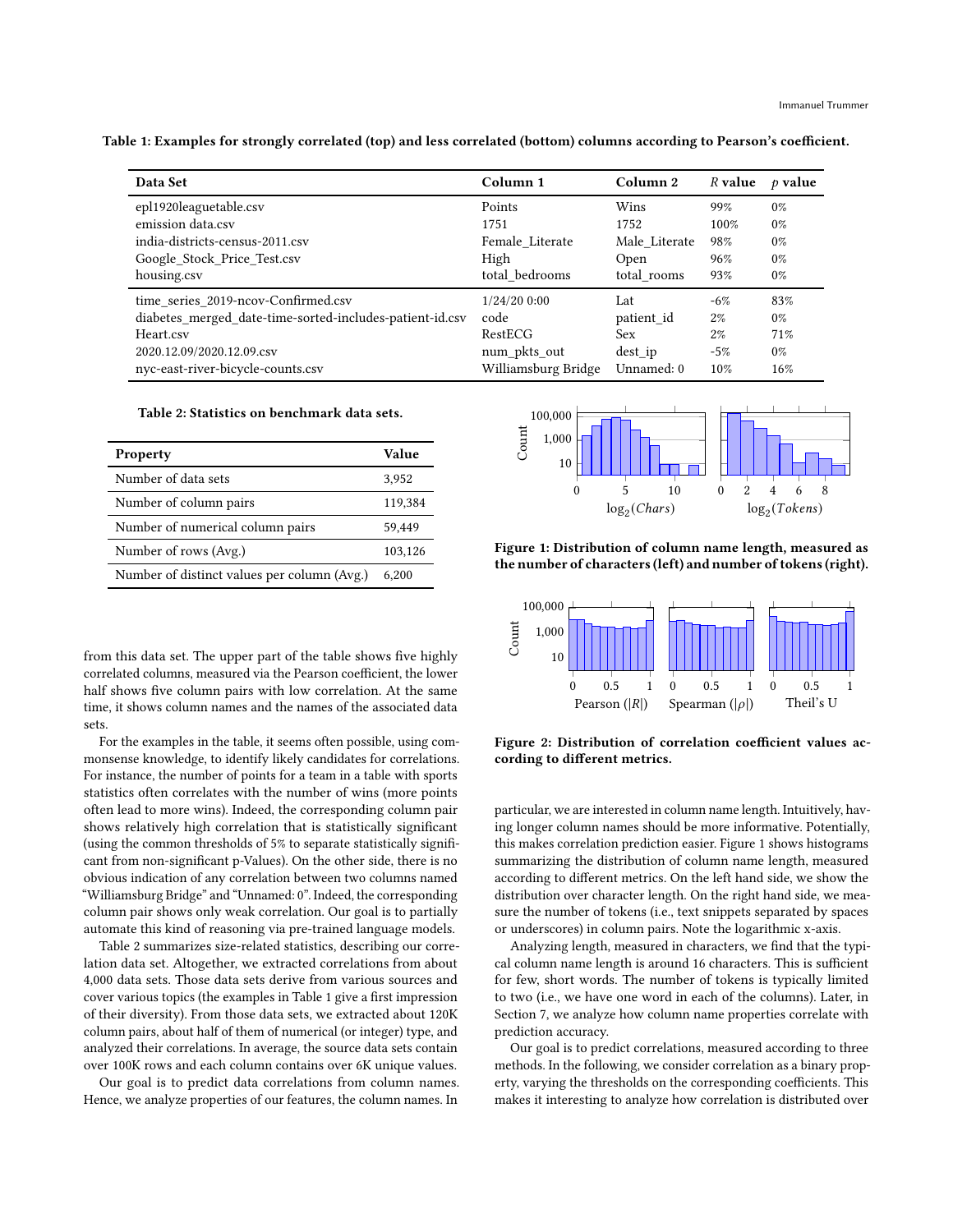Table 1: Examples for strongly correlated (top) and less correlated (bottom) columns according to Pearson's coefficient.

| Data Set | Column 1 | Column 2 | *R* value | *p* value |
|---|---|---|---|---|
| epl1920leaguetable.csv | Points | Wins | 99% | 0% |
| emission data.csv | 1751 | 1752 | 100% | 0% |
| india-districts-census-2011.csv | Female_Literate | Male_Literate | 98% | 0% |
| Google_Stock_Price_Test.csv | High | Open | 96% | 0% |
| housing.csv | total_bedrooms | total_rooms | 93% | 0% |
| time_series_2019-ncov-Confirmed.csv | 1/24/20 0:00 | Lat | -6% | 83% |
| diabetes_merged_date-time-sorted-includes-patient-id.csv | code | patient_id | 2% | 0% |
| Heart.csv | RestECG | Sex | 2% | 71% |
| 2020.12.09/2020.12.09.csv | num_pkts_out | dest_ip | -5% | 0% |
| nyc-east-river-bicycle-counts.csv | Williamsburg Bridge | Unnamed: 0 | 10% | 16% |

Table 2: Statistics on benchmark data sets.

| Property | Value |
|---|---|
| Number of data sets | 3,952 |
| Number of column pairs | 119,384 |
| Number of numerical column pairs | 59,449 |
| Number of rows (Avg.) | 103,126 |
| Number of distinct values per column (Avg.) | 6,200 |

from this data set. The upper part of the table shows five highly correlated columns, measured via the Pearson coefficient, the lower half shows five column pairs with low correlation. At the same time, it shows column names and the names of the associated data sets.

For the examples in the table, it seems often possible, using commonsense knowledge, to identify likely candidates for correlations. For instance, the number of points for a team in a table with sports statistics often correlates with the number of wins (more points often lead to more wins). Indeed, the corresponding column pair shows relatively high correlation that is statistically significant (using the common thresholds of 5% to separate statistically significant from non-significant p-Values). On the other side, there is no obvious indication of any correlation between two columns named "Williamsburg Bridge" and "Unnamed: 0". Indeed, the corresponding column pair shows only weak correlation. Our goal is to partially automate this kind of reasoning via pre-trained language models.

Table 2 summarizes size-related statistics, describing our correlation data set. Altogether, we extracted correlations from about 4,000 data sets. Those data sets derive from various sources and cover various topics (the examples in Table 1 give a first impression of their diversity). From those data sets, we extracted about 120K column pairs, about half of them of numerical (or integer) type, and analyzed their correlations. In average, the source data sets contain over 100K rows and each column contains over 6K unique values.

Our goal is to predict data correlations from column names. Hence, we analyze properties of our features, the column names. In particular, we are interested in column name length. Intuitively, having longer column names should be more informative. Potentially, this makes correlation prediction easier. Figure 1 shows histograms summarizing the distribution of column name length, measured according to different metrics. On the left hand side, we show the distribution over character length. On the right hand side, we measure the number of tokens (i.e., text snippets separated by spaces or underscores) in column pairs. Note the logarithmic x-axis.

Figure 1: Distribution of column name length, measured as the number of characters (left) and number of tokens (right).

Figure 2: Distribution of correlation coefficient values according to different metrics.

Analyzing length, measured in characters, we find that the typical column name length is around 16 characters. This is sufficient for few, short words. The number of tokens is typically limited to two (i.e., we have one word in each of the columns). Later, in Section 7, we analyze how column name properties correlate with prediction accuracy.

Our goal is to predict correlations, measured according to three methods. In the following, we consider correlation as a binary property, varying the thresholds on the corresponding coefficients. This makes it interesting to analyze how correlation is distributed over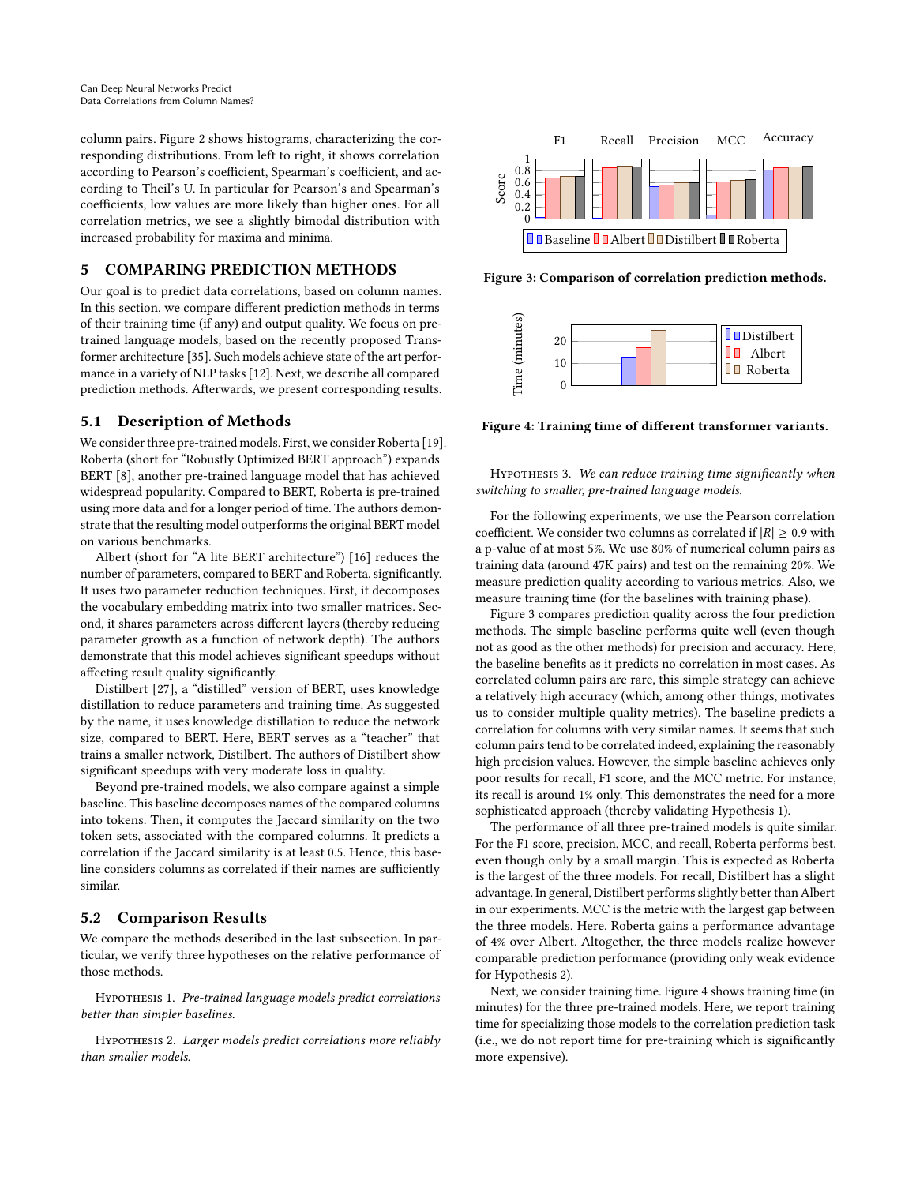column pairs. Figure 2 shows histograms, characterizing the corresponding distributions. From left to right, it shows correlation according to Pearson's coefficient, Spearman's coefficient, and according to Theil's U. In particular for Pearson's and Spearman's coefficients, low values are more likely than higher ones. For all correlation metrics, we see a slightly bimodal distribution with increased probability for maxima and minima.

# 5 COMPARING PREDICTION METHODS

Our goal is to predict data correlations, based on column names. In this section, we compare different prediction methods in terms of their training time (if any) and output quality. We focus on pre-trained language models, based on the recently proposed Transformer architecture [35]. Such models achieve state of the art performance in a variety of NLP tasks [12]. Next, we describe all compared prediction methods. Afterwards, we present corresponding results.

## 5.1 Description of Methods

We consider three pre-trained models. First, we consider Roberta [19]. Roberta (short for "Robustly Optimized BERT approach") expands BERT [8], another pre-trained language model that has achieved widespread popularity. Compared to BERT, Roberta is pre-trained using more data and for a longer period of time. The authors demonstrate that the resulting model outperforms the original BERT model on various benchmarks.

Albert (short for "A lite BERT architecture") [16] reduces the number of parameters, compared to BERT and Roberta, significantly. It uses two parameter reduction techniques. First, it decomposes the vocabulary embedding matrix into two smaller matrices. Second, it shares parameters across different layers (thereby reducing parameter growth as a function of network depth). The authors demonstrate that this model achieves significant speedups without affecting result quality significantly.

Distilbert [27], a "distilled" version of BERT, uses knowledge distillation to reduce parameters and training time. As suggested by the name, it uses knowledge distillation to reduce the network size, compared to BERT. Here, BERT serves as a "teacher" that trains a smaller network, Distilbert. The authors of Distilbert show significant speedups with very moderate loss in quality.

Beyond pre-trained models, we also compare against a simple baseline. This baseline decomposes names of the compared columns into tokens. Then, it computes the Jaccard similarity on the two token sets, associated with the compared columns. It predicts a correlation if the Jaccard similarity is at least 0.5. Hence, this baseline considers columns as correlated if their names are sufficiently similar.

## 5.2 Comparison Results

We compare the methods described in the last subsection. In particular, we verify three hypotheses on the relative performance of those methods.

Hypothesis 1. *Pre-trained language models predict correlations better than simpler baselines.*

Hypothesis 2. *Larger models predict correlations more reliably than smaller models.*

**Figure 3: Comparison of correlation prediction methods.**

**Figure 4: Training time of different transformer variants.**

Hypothesis 3. *We can reduce training time significantly when switching to smaller, pre-trained language models.*

For the following experiments, we use the Pearson correlation coefficient. We consider two columns as correlated if $|R| \geq 0.9$ with a p-value of at most 5%. We use 80% of numerical column pairs as training data (around 47K pairs) and test on the remaining 20%. We measure prediction quality according to various metrics. Also, we measure training time (for the baselines with training phase).

Figure 3 compares prediction quality across the four prediction methods. The simple baseline performs quite well (even though not as good as the other methods) for precision and accuracy. Here, the baseline benefits as it predicts no correlation in most cases. As correlated column pairs are rare, this simple strategy can achieve a relatively high accuracy (which, among other things, motivates us to consider multiple quality metrics). The baseline predicts a correlation for columns with very similar names. It seems that such column pairs tend to be correlated indeed, explaining the reasonably high precision values. However, the simple baseline achieves only poor results for recall, F1 score, and the MCC metric. For instance, its recall is around 1% only. This demonstrates the need for a more sophisticated approach (thereby validating Hypothesis 1).

The performance of all three pre-trained models is quite similar. For the F1 score, precision, MCC, and recall, Roberta performs best, even though only by a small margin. This is expected as Roberta is the largest of the three models. For recall, Distilbert has a slight advantage. In general, Distilbert performs slightly better than Albert in our experiments. MCC is the metric with the largest gap between the three models. Here, Roberta gains a performance advantage of 4% over Albert. Altogether, the three models realize however comparable prediction performance (providing only weak evidence for Hypothesis 2).

Next, we consider training time. Figure 4 shows training time (in minutes) for the three pre-trained models. Here, we report training time for specializing those models to the correlation prediction task (i.e., we do not report time for pre-training which is significantly more expensive).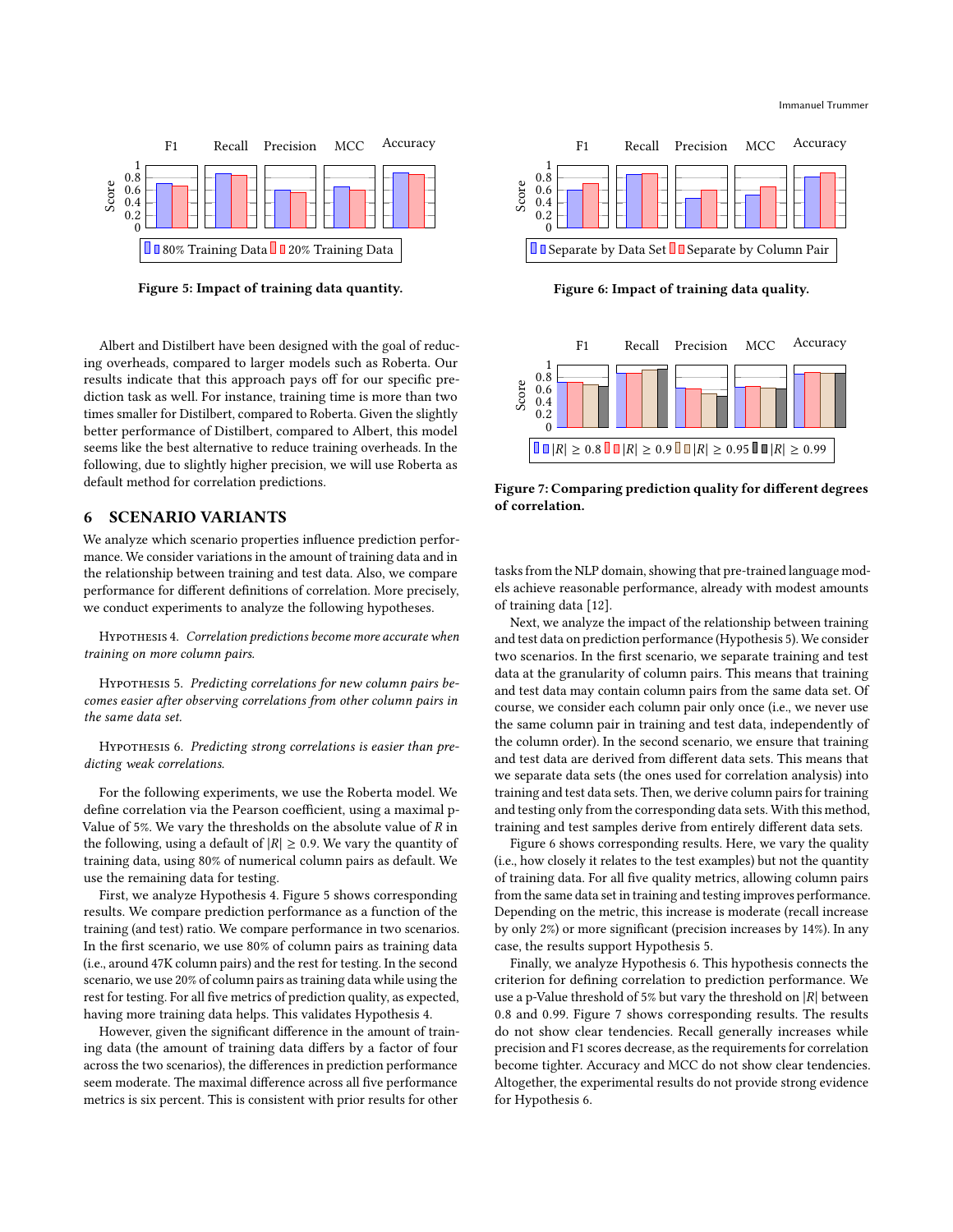Figure 5: Impact of training data quantity.

Figure 6: Impact of training data quality.

Figure 7: Comparing prediction quality for different degrees of correlation.

Albert and Distilbert have been designed with the goal of reducing overheads, compared to larger models such as Roberta. Our results indicate that this approach pays off for our specific prediction task as well. For instance, training time is more than two times smaller for Distilbert, compared to Roberta. Given the slightly better performance of Distilbert, compared to Albert, this model seems like the best alternative to reduce training overheads. In the following, due to slightly higher precision, we will use Roberta as default method for correlation predictions.

## 6 SCENARIO VARIANTS

We analyze which scenario properties influence prediction performance. We consider variations in the amount of training data and in the relationship between training and test data. Also, we compare performance for different definitions of correlation. More precisely, we conduct experiments to analyze the following hypotheses.

Hypothesis 4. *Correlation predictions become more accurate when training on more column pairs.*

Hypothesis 5. *Predicting correlations for new column pairs becomes easier after observing correlations from other column pairs in the same data set.*

Hypothesis 6. *Predicting strong correlations is easier than predicting weak correlations.*

For the following experiments, we use the Roberta model. We define correlation via the Pearson coefficient, using a maximal p-Value of 5%. We vary the thresholds on the absolute value of $R$ in the following, using a default of $|R| \geq 0.9$. We vary the quantity of training data, using 80% of numerical column pairs as default. We use the remaining data for testing.

First, we analyze Hypothesis 4. Figure 5 shows corresponding results. We compare prediction performance as a function of the training (and test) ratio. We compare performance in two scenarios. In the first scenario, we use 80% of column pairs as training data (i.e., around 47K column pairs) and the rest for testing. In the second scenario, we use 20% of column pairs as training data while using the rest for testing. For all five metrics of prediction quality, as expected, having more training data helps. This validates Hypothesis 4.

However, given the significant difference in the amount of training data (the amount of training data differs by a factor of four across the two scenarios), the differences in prediction performance seem moderate. The maximal difference across all five performance metrics is six percent. This is consistent with prior results for other tasks from the NLP domain, showing that pre-trained language models achieve reasonable performance, already with modest amounts of training data [12].

Next, we analyze the impact of the relationship between training and test data on prediction performance (Hypothesis 5). We consider two scenarios. In the first scenario, we separate training and test data at the granularity of column pairs. This means that training and test data may contain column pairs from the same data set. Of course, we consider each column pair only once (i.e., we never use the same column pair in training and test data, independently of the column order). In the second scenario, we ensure that training and test data are derived from different data sets. This means that we separate data sets (the ones used for correlation analysis) into training and test data sets. Then, we derive column pairs for training and testing only from the corresponding data sets. With this method, training and test samples derive from entirely different data sets.

Figure 6 shows corresponding results. Here, we vary the quality (i.e., how closely it relates to the test examples) but not the quantity of training data. For all five quality metrics, allowing column pairs from the same data set in training and testing improves performance. Depending on the metric, this increase is moderate (recall increase by only 2%) or more significant (precision increases by 14%). In any case, the results support Hypothesis 5.

Finally, we analyze Hypothesis 6. This hypothesis connects the criterion for defining correlation to prediction performance. We use a p-Value threshold of 5% but vary the threshold on $|R|$ between 0.8 and 0.99. Figure 7 shows corresponding results. The results do not show clear tendencies. Recall generally increases while precision and F1 scores decrease, as the requirements for correlation become tighter. Accuracy and MCC do not show clear tendencies. Altogether, the experimental results do not provide strong evidence for Hypothesis 6.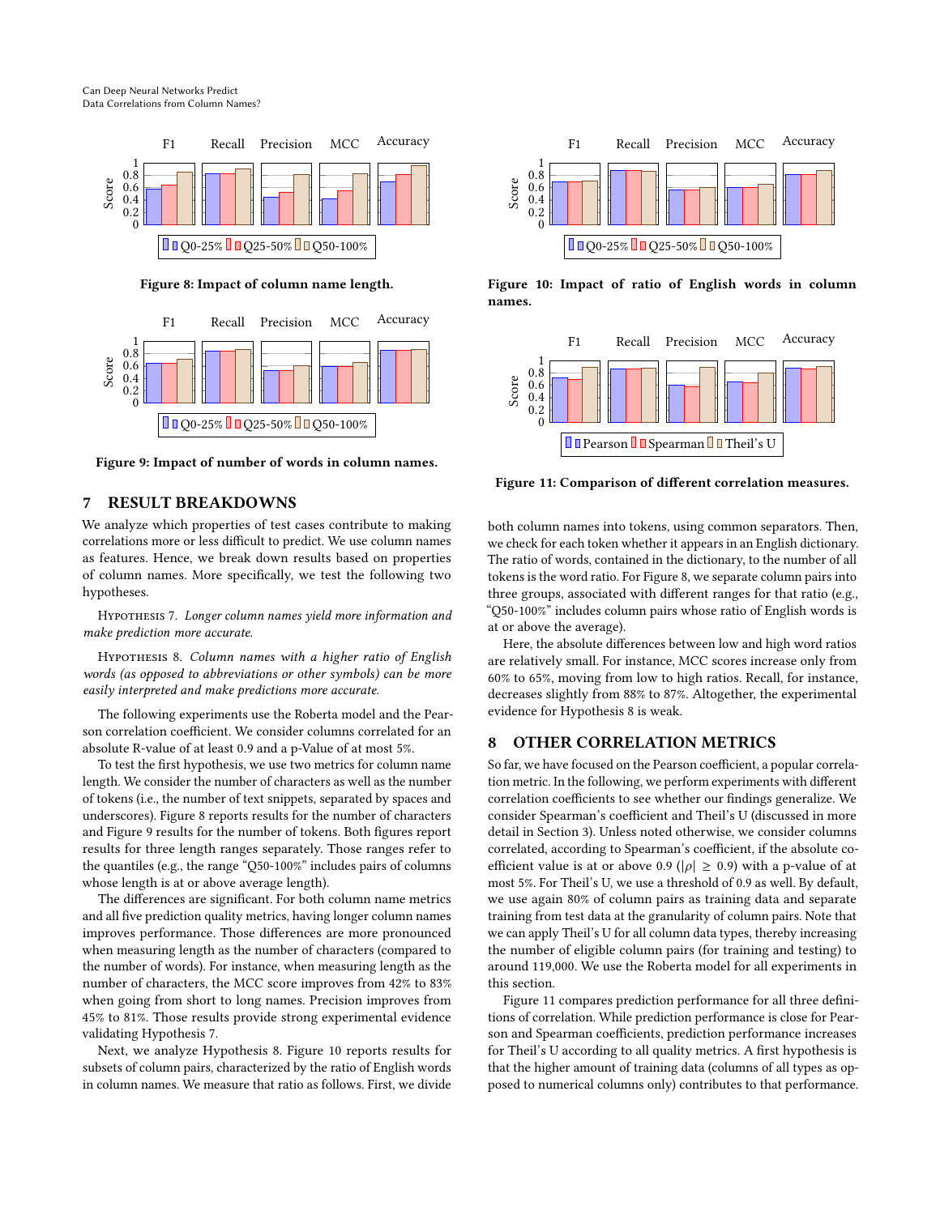Figure 8: Impact of column name length.

Figure 9: Impact of number of words in column names.

Figure 10: Impact of ratio of English words in column names.

Figure 11: Comparison of different correlation measures.

## 7 RESULT BREAKDOWNS

We analyze which properties of test cases contribute to making correlations more or less difficult to predict. We use column names as features. Hence, we break down results based on properties of column names. More specifically, we test the following two hypotheses.

Hypothesis 7. *Longer column names yield more information and make prediction more accurate.*

Hypothesis 8. *Column names with a higher ratio of English words (as opposed to abbreviations or other symbols) can be more easily interpreted and make predictions more accurate.*

The following experiments use the Roberta model and the Pearson correlation coefficient. We consider columns correlated for an absolute R-value of at least 0.9 and a p-Value of at most 5%.

To test the first hypothesis, we use two metrics for column name length. We consider the number of characters as well as the number of tokens (i.e., the number of text snippets, separated by spaces and underscores). Figure 8 reports results for the number of characters and Figure 9 results for the number of tokens. Both figures report results for three length ranges separately. Those ranges refer to the quantiles (e.g., the range "Q50-100%" includes pairs of columns whose length is at or above average length).

The differences are significant. For both column name metrics and all five prediction quality metrics, having longer column names improves performance. Those differences are more pronounced when measuring length as the number of characters (compared to the number of words). For instance, when measuring length as the number of characters, the MCC score improves from 42% to 83% when going from short to long names. Precision improves from 45% to 81%. Those results provide strong experimental evidence validating Hypothesis 7.

Next, we analyze Hypothesis 8. Figure 10 reports results for subsets of column pairs, characterized by the ratio of English words in column names. We measure that ratio as follows. First, we divide both column names into tokens, using common separators. Then, we check for each token whether it appears in an English dictionary. The ratio of words, contained in the dictionary, to the number of all tokens is the word ratio. For Figure 8, we separate column pairs into three groups, associated with different ranges for that ratio (e.g., "Q50-100%" includes column pairs whose ratio of English words is at or above the average).

Here, the absolute differences between low and high word ratios are relatively small. For instance, MCC scores increase only from 60% to 65%, moving from low to high ratios. Recall, for instance, decreases slightly from 88% to 87%. Altogether, the experimental evidence for Hypothesis 8 is weak.

## 8 OTHER CORRELATION METRICS

So far, we have focused on the Pearson coefficient, a popular correlation metric. In the following, we perform experiments with different correlation coefficients to see whether our findings generalize. We consider Spearman's coefficient and Theil's U (discussed in more detail in Section 3). Unless noted otherwise, we consider columns correlated, according to Spearman's coefficient, if the absolute coefficient value is at or above 0.9 ($|\rho| \geq 0.9$) with a p-value of at most 5%. For Theil's U, we use a threshold of 0.9 as well. By default, we use again 80% of column pairs as training data and separate training from test data at the granularity of column pairs. Note that we can apply Theil's U for all column data types, thereby increasing the number of eligible column pairs (for training and testing) to around 119,000. We use the Roberta model for all experiments in this section.

Figure 11 compares prediction performance for all three definitions of correlation. While prediction performance is close for Pearson and Spearman coefficients, prediction performance increases for Theil's U according to all quality metrics. A first hypothesis is that the higher amount of training data (columns of all types as opposed to numerical columns only) contributes to that performance.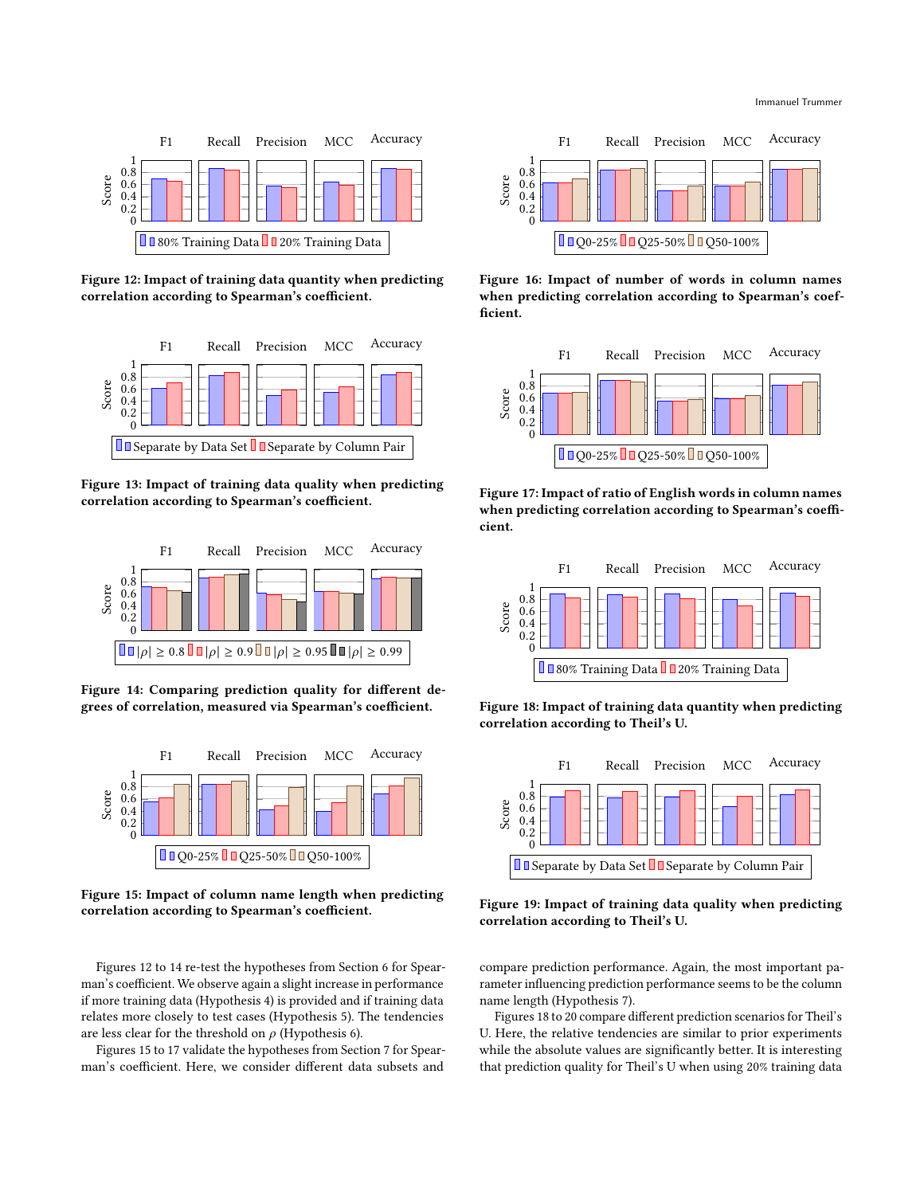Figure 12: Impact of training data quantity when predicting correlation according to Spearman's coefficient.

Figure 13: Impact of training data quality when predicting correlation according to Spearman's coefficient.

Figure 14: Comparing prediction quality for different degrees of correlation, measured via Spearman's coefficient.

Figure 15: Impact of column name length when predicting correlation according to Spearman's coefficient.

Figure 16: Impact of number of words in column names when predicting correlation according to Spearman's coefficient.

Figure 17: Impact of ratio of English words in column names when predicting correlation according to Spearman's coefficient.

Figure 18: Impact of training data quantity when predicting correlation according to Theil's U.

Figure 19: Impact of training data quality when predicting correlation according to Theil's U.

Figures 12 to 14 re-test the hypotheses from Section 6 for Spearman's coefficient. We observe again a slight increase in performance if more training data (Hypothesis 4) is provided and if training data relates more closely to test cases (Hypothesis 5). The tendencies are less clear for the threshold on $\rho$ (Hypothesis 6).

Figures 15 to 17 validate the hypotheses from Section 7 for Spearman's coefficient. Here, we consider different data subsets and compare prediction performance. Again, the most important parameter influencing prediction performance seems to be the column name length (Hypothesis 7).

Figures 18 to 20 compare different prediction scenarios for Theil's U. Here, the relative tendencies are similar to prior experiments while the absolute values are significantly better. It is interesting that prediction quality for Theil's U when using 20% training data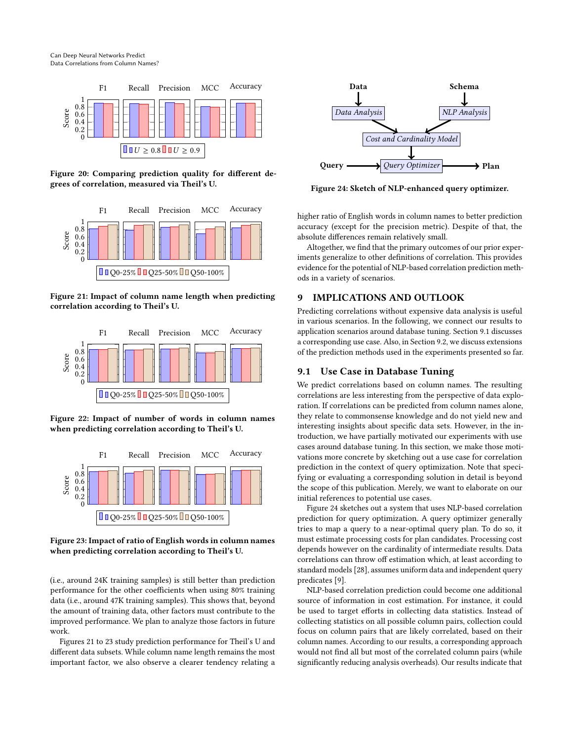Figure 20: Comparing prediction quality for different degrees of correlation, measured via Theil's U.

Figure 21: Impact of column name length when predicting correlation according to Theil's U.

Figure 22: Impact of number of words in column names when predicting correlation according to Theil's U.

Figure 23: Impact of ratio of English words in column names when predicting correlation according to Theil's U.

(i.e., around 24K training samples) is still better than prediction performance for the other coefficients when using 80% training data (i.e., around 47K training samples). This shows that, beyond the amount of training data, other factors must contribute to the improved performance. We plan to analyze those factors in future work.

Figures 21 to 23 study prediction performance for Theil's U and different data subsets. While column name length remains the most important factor, we also observe a clearer tendency relating a higher ratio of English words in column names to better prediction accuracy (except for the precision metric). Despite of that, the absolute differences remain relatively small.

Altogether, we find that the primary outcomes of our prior experiments generalize to other definitions of correlation. This provides evidence for the potential of NLP-based correlation prediction methods in a variety of scenarios.

Figure 24: Sketch of NLP-enhanced query optimizer.

## 9 IMPLICATIONS AND OUTLOOK

Predicting correlations without expensive data analysis is useful in various scenarios. In the following, we connect our results to application scenarios around database tuning. Section 9.1 discusses a corresponding use case. Also, in Section 9.2, we discuss extensions of the prediction methods used in the experiments presented so far.

### 9.1 Use Case in Database Tuning

We predict correlations based on column names. The resulting correlations are less interesting from the perspective of data exploration. If correlations can be predicted from column names alone, they relate to commonsense knowledge and do not yield new and interesting insights about specific data sets. However, in the introduction, we have partially motivated our experiments with use cases around database tuning. In this section, we make those motivations more concrete by sketching out a use case for correlation prediction in the context of query optimization. Note that specifying or evaluating a corresponding solution in detail is beyond the scope of this publication. Merely, we want to elaborate on our initial references to potential use cases.

Figure 24 sketches out a system that uses NLP-based correlation prediction for query optimization. A query optimizer generally tries to map a query to a near-optimal query plan. To do so, it must estimate processing costs for plan candidates. Processing cost depends however on the cardinality of intermediate results. Data correlations can throw off estimation which, at least according to standard models [28], assumes uniform data and independent query predicates [9].

NLP-based correlation prediction could become one additional source of information in cost estimation. For instance, it could be used to target efforts in collecting data statistics. Instead of collecting statistics on all possible column pairs, collection could focus on column pairs that are likely correlated, based on their column names. According to our results, a corresponding approach would not find all but most of the correlated column pairs (while significantly reducing analysis overheads). Our results indicate that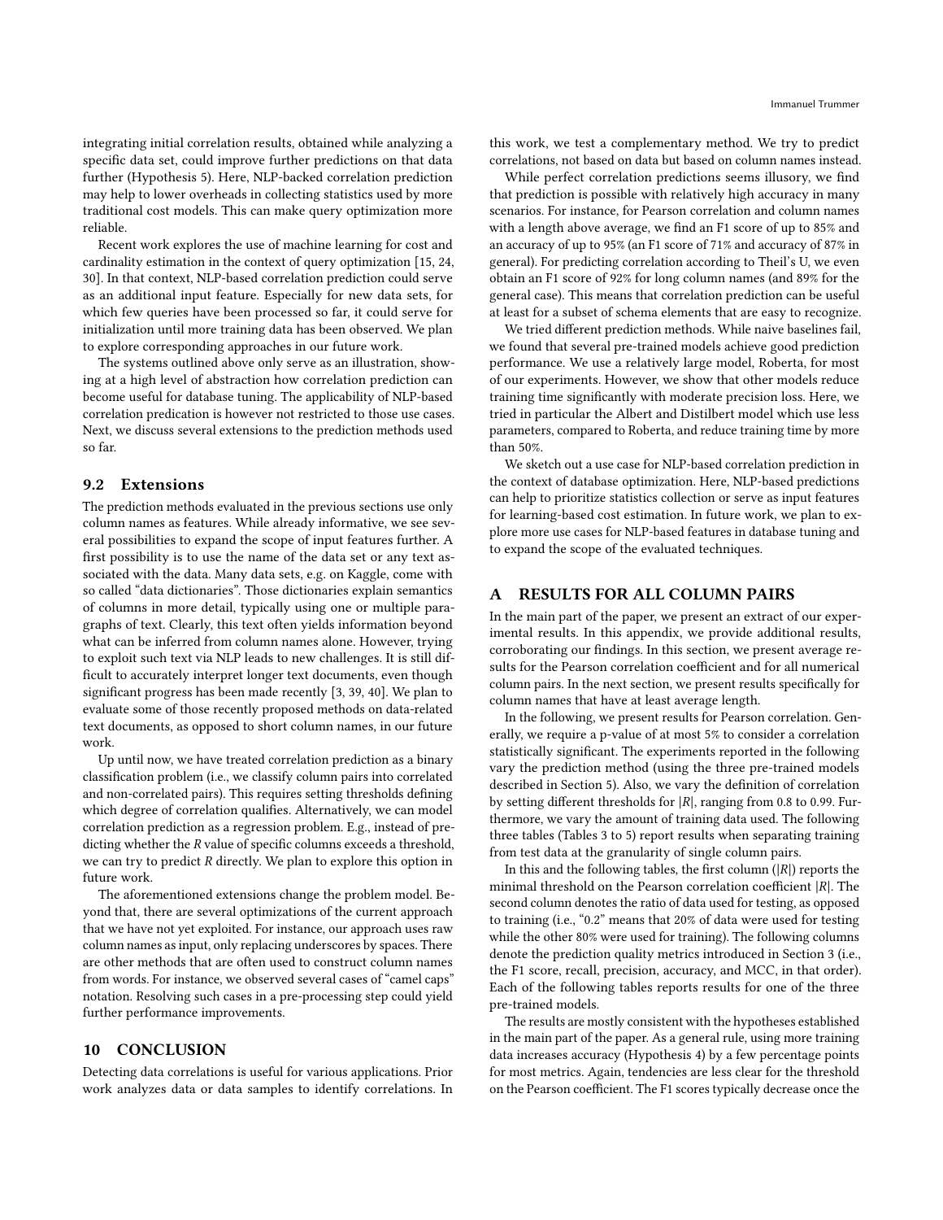integrating initial correlation results, obtained while analyzing a specific data set, could improve further predictions on that data further (Hypothesis 5). Here, NLP-backed correlation prediction may help to lower overheads in collecting statistics used by more traditional cost models. This can make query optimization more reliable.

Recent work explores the use of machine learning for cost and cardinality estimation in the context of query optimization [15, 24, 30]. In that context, NLP-based correlation prediction could serve as an additional input feature. Especially for new data sets, for which few queries have been processed so far, it could serve for initialization until more training data has been observed. We plan to explore corresponding approaches in our future work.

The systems outlined above only serve as an illustration, showing at a high level of abstraction how correlation prediction can become useful for database tuning. The applicability of NLP-based correlation predication is however not restricted to those use cases. Next, we discuss several extensions to the prediction methods used so far.

### 9.2 Extensions

The prediction methods evaluated in the previous sections use only column names as features. While already informative, we see several possibilities to expand the scope of input features further. A first possibility is to use the name of the data set or any text associated with the data. Many data sets, e.g. on Kaggle, come with so called "data dictionaries". Those dictionaries explain semantics of columns in more detail, typically using one or multiple paragraphs of text. Clearly, this text often yields information beyond what can be inferred from column names alone. However, trying to exploit such text via NLP leads to new challenges. It is still difficult to accurately interpret longer text documents, even though significant progress has been made recently [3, 39, 40]. We plan to evaluate some of those recently proposed methods on data-related text documents, as opposed to short column names, in our future work.

Up until now, we have treated correlation prediction as a binary classification problem (i.e., we classify column pairs into correlated and non-correlated pairs). This requires setting thresholds defining which degree of correlation qualifies. Alternatively, we can model correlation prediction as a regression problem. E.g., instead of predicting whether the $R$ value of specific columns exceeds a threshold, we can try to predict $R$ directly. We plan to explore this option in future work.

The aforementioned extensions change the problem model. Beyond that, there are several optimizations of the current approach that we have not yet exploited. For instance, our approach uses raw column names as input, only replacing underscores by spaces. There are other methods that are often used to construct column names from words. For instance, we observed several cases of "camel caps" notation. Resolving such cases in a pre-processing step could yield further performance improvements.

## 10 CONCLUSION

Detecting data correlations is useful for various applications. Prior work analyzes data or data samples to identify correlations. In this work, we test a complementary method. We try to predict correlations, not based on data but based on column names instead.

While perfect correlation predictions seems illusory, we find that prediction is possible with relatively high accuracy in many scenarios. For instance, for Pearson correlation and column names with a length above average, we find an F1 score of up to 85% and an accuracy of up to 95% (an F1 score of 71% and accuracy of 87% in general). For predicting correlation according to Theil's U, we even obtain an F1 score of 92% for long column names (and 89% for the general case). This means that correlation prediction can be useful at least for a subset of schema elements that are easy to recognize.

We tried different prediction methods. While naive baselines fail, we found that several pre-trained models achieve good prediction performance. We use a relatively large model, Roberta, for most of our experiments. However, we show that other models reduce training time significantly with moderate precision loss. Here, we tried in particular the Albert and Distilbert model which use less parameters, compared to Roberta, and reduce training time by more than 50%.

We sketch out a use case for NLP-based correlation prediction in the context of database optimization. Here, NLP-based predictions can help to prioritize statistics collection or serve as input features for learning-based cost estimation. In future work, we plan to explore more use cases for NLP-based features in database tuning and to expand the scope of the evaluated techniques.

## A RESULTS FOR ALL COLUMN PAIRS

In the main part of the paper, we present an extract of our experimental results. In this appendix, we provide additional results, corroborating our findings. In this section, we present average results for the Pearson correlation coefficient and for all numerical column pairs. In the next section, we present results specifically for column names that have at least average length.

In the following, we present results for Pearson correlation. Generally, we require a p-value of at most 5% to consider a correlation statistically significant. The experiments reported in the following vary the prediction method (using the three pre-trained models described in Section 5). Also, we vary the definition of correlation by setting different thresholds for $|R|$, ranging from 0.8 to 0.99. Furthermore, we vary the amount of training data used. The following three tables (Tables 3 to 5) report results when separating training from test data at the granularity of single column pairs.

In this and the following tables, the first column ($|R|$) reports the minimal threshold on the Pearson correlation coefficient $|R|$. The second column denotes the ratio of data used for testing, as opposed to training (i.e., "0.2" means that 20% of data were used for testing while the other 80% were used for training). The following columns denote the prediction quality metrics introduced in Section 3 (i.e., the F1 score, recall, precision, accuracy, and MCC, in that order). Each of the following tables reports results for one of the three pre-trained models.

The results are mostly consistent with the hypotheses established in the main part of the paper. As a general rule, using more training data increases accuracy (Hypothesis 4) by a few percentage points for most metrics. Again, tendencies are less clear for the threshold on the Pearson coefficient. The F1 scores typically decrease once the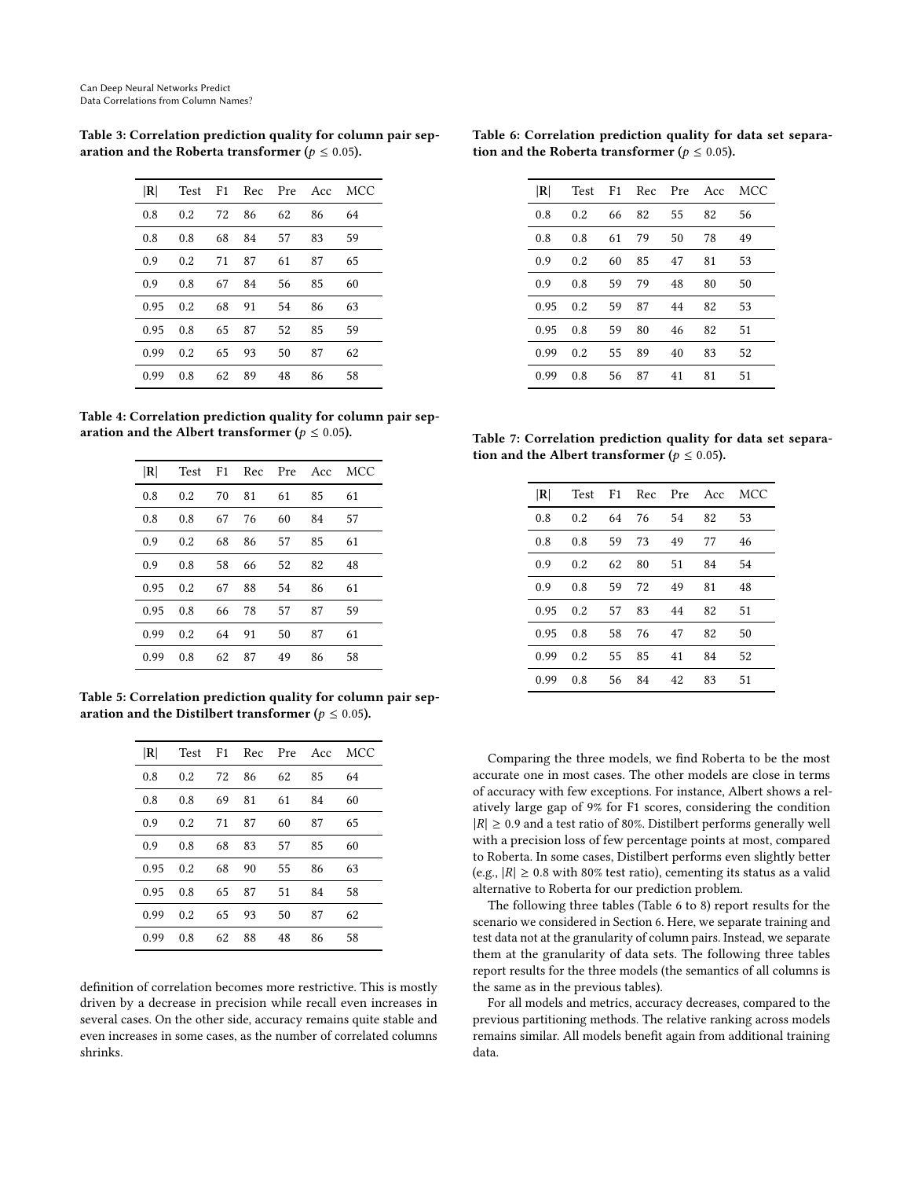**Table 3: Correlation prediction quality for column pair separation and the Roberta transformer ($p \leq 0.05$).**

| $\|\mathbf{R}\|$ | Test | F1 | Rec | Pre | Acc | MCC |
|---|---|---|---|---|---|---|
| 0.8 | 0.2 | 72 | 86 | 62 | 86 | 64 |
| 0.8 | 0.8 | 68 | 84 | 57 | 83 | 59 |
| 0.9 | 0.2 | 71 | 87 | 61 | 87 | 65 |
| 0.9 | 0.8 | 67 | 84 | 56 | 85 | 60 |
| 0.95 | 0.2 | 68 | 91 | 54 | 86 | 63 |
| 0.95 | 0.8 | 65 | 87 | 52 | 85 | 59 |
| 0.99 | 0.2 | 65 | 93 | 50 | 87 | 62 |
| 0.99 | 0.8 | 62 | 89 | 48 | 86 | 58 |

**Table 4: Correlation prediction quality for column pair separation and the Albert transformer ($p \leq 0.05$).**

| $\|\mathbf{R}\|$ | Test | F1 | Rec | Pre | Acc | MCC |
|---|---|---|---|---|---|---|
| 0.8 | 0.2 | 70 | 81 | 61 | 85 | 61 |
| 0.8 | 0.8 | 67 | 76 | 60 | 84 | 57 |
| 0.9 | 0.2 | 68 | 86 | 57 | 85 | 61 |
| 0.9 | 0.8 | 58 | 66 | 52 | 82 | 48 |
| 0.95 | 0.2 | 67 | 88 | 54 | 86 | 61 |
| 0.95 | 0.8 | 66 | 78 | 57 | 87 | 59 |
| 0.99 | 0.2 | 64 | 91 | 50 | 87 | 61 |
| 0.99 | 0.8 | 62 | 87 | 49 | 86 | 58 |

**Table 5: Correlation prediction quality for column pair separation and the Distilbert transformer ($p \leq 0.05$).**

| $\|\mathbf{R}\|$ | Test | F1 | Rec | Pre | Acc | MCC |
|---|---|---|---|---|---|---|
| 0.8 | 0.2 | 72 | 86 | 62 | 85 | 64 |
| 0.8 | 0.8 | 69 | 81 | 61 | 84 | 60 |
| 0.9 | 0.2 | 71 | 87 | 60 | 87 | 65 |
| 0.9 | 0.8 | 68 | 83 | 57 | 85 | 60 |
| 0.95 | 0.2 | 68 | 90 | 55 | 86 | 63 |
| 0.95 | 0.8 | 65 | 87 | 51 | 84 | 58 |
| 0.99 | 0.2 | 65 | 93 | 50 | 87 | 62 |
| 0.99 | 0.8 | 62 | 88 | 48 | 86 | 58 |

definition of correlation becomes more restrictive. This is mostly driven by a decrease in precision while recall even increases in several cases. On the other side, accuracy remains quite stable and even increases in some cases, as the number of correlated columns shrinks.

**Table 6: Correlation prediction quality for data set separation and the Roberta transformer ($p \leq 0.05$).**

| $\|\mathbf{R}\|$ | Test | F1 | Rec | Pre | Acc | MCC |
|---|---|---|---|---|---|---|
| 0.8 | 0.2 | 66 | 82 | 55 | 82 | 56 |
| 0.8 | 0.8 | 61 | 79 | 50 | 78 | 49 |
| 0.9 | 0.2 | 60 | 85 | 47 | 81 | 53 |
| 0.9 | 0.8 | 59 | 79 | 48 | 80 | 50 |
| 0.95 | 0.2 | 59 | 87 | 44 | 82 | 53 |
| 0.95 | 0.8 | 59 | 80 | 46 | 82 | 51 |
| 0.99 | 0.2 | 55 | 89 | 40 | 83 | 52 |
| 0.99 | 0.8 | 56 | 87 | 41 | 81 | 51 |

**Table 7: Correlation prediction quality for data set separation and the Albert transformer ($p \leq 0.05$).**

| $\|\mathbf{R}\|$ | Test | F1 | Rec | Pre | Acc | MCC |
|---|---|---|---|---|---|---|
| 0.8 | 0.2 | 64 | 76 | 54 | 82 | 53 |
| 0.8 | 0.8 | 59 | 73 | 49 | 77 | 46 |
| 0.9 | 0.2 | 62 | 80 | 51 | 84 | 54 |
| 0.9 | 0.8 | 59 | 72 | 49 | 81 | 48 |
| 0.95 | 0.2 | 57 | 83 | 44 | 82 | 51 |
| 0.95 | 0.8 | 58 | 76 | 47 | 82 | 50 |
| 0.99 | 0.2 | 55 | 85 | 41 | 84 | 52 |
| 0.99 | 0.8 | 56 | 84 | 42 | 83 | 51 |

Comparing the three models, we find Roberta to be the most accurate one in most cases. The other models are close in terms of accuracy with few exceptions. For instance, Albert shows a relatively large gap of 9% for F1 scores, considering the condition $|R| \geq 0.9$ and a test ratio of 80%. Distilbert performs generally well with a precision loss of few percentage points at most, compared to Roberta. In some cases, Distilbert performs even slightly better (e.g., $|R| \geq 0.8$ with 80% test ratio), cementing its status as a valid alternative to Roberta for our prediction problem.

The following three tables (Table 6 to 8) report results for the scenario we considered in Section 6. Here, we separate training and test data not at the granularity of column pairs. Instead, we separate them at the granularity of data sets. The following three tables report results for the three models (the semantics of all columns is the same as in the previous tables).

For all models and metrics, accuracy decreases, compared to the previous partitioning methods. The relative ranking across models remains similar. All models benefit again from additional training data.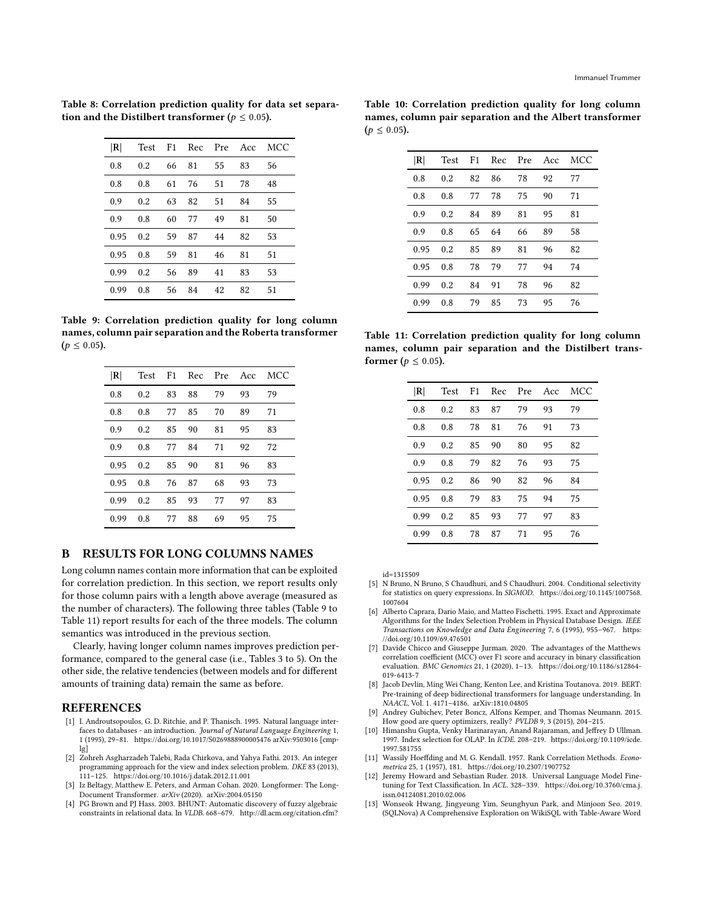**Table 8: Correlation prediction quality for data set separation and the Distilbert transformer ($p \leq 0.05$).**

| $\|\mathbf{R}\|$ | Test | F1 | Rec | Pre | Acc | MCC |
|---|---|---|---|---|---|---|
| 0.8 | 0.2 | 66 | 81 | 55 | 83 | 56 |
| 0.8 | 0.8 | 61 | 76 | 51 | 78 | 48 |
| 0.9 | 0.2 | 63 | 82 | 51 | 84 | 55 |
| 0.9 | 0.8 | 60 | 77 | 49 | 81 | 50 |
| 0.95 | 0.2 | 59 | 87 | 44 | 82 | 53 |
| 0.95 | 0.8 | 59 | 81 | 46 | 81 | 51 |
| 0.99 | 0.2 | 56 | 89 | 41 | 83 | 53 |
| 0.99 | 0.8 | 56 | 84 | 42 | 82 | 51 |

**Table 9: Correlation prediction quality for long column names, column pair separation and the Roberta transformer ($p \leq 0.05$).**

| $\|\mathbf{R}\|$ | Test | F1 | Rec | Pre | Acc | MCC |
|---|---|---|---|---|---|---|
| 0.8 | 0.2 | 83 | 88 | 79 | 93 | 79 |
| 0.8 | 0.8 | 77 | 85 | 70 | 89 | 71 |
| 0.9 | 0.2 | 85 | 90 | 81 | 95 | 83 |
| 0.9 | 0.8 | 77 | 84 | 71 | 92 | 72 |
| 0.95 | 0.2 | 85 | 90 | 81 | 96 | 83 |
| 0.95 | 0.8 | 76 | 87 | 68 | 93 | 73 |
| 0.99 | 0.2 | 85 | 93 | 77 | 97 | 83 |
| 0.99 | 0.8 | 77 | 88 | 69 | 95 | 75 |

## B RESULTS FOR LONG COLUMNS NAMES

Long column names contain more information that can be exploited for correlation prediction. In this section, we report results only for those column pairs with a length above average (measured as the number of characters). The following three tables (Table 9 to Table 11) report results for each of the three models. The column semantics was introduced in the previous section.

Clearly, having longer column names improves prediction performance, compared to the general case (i.e., Tables 3 to 5). On the other side, the relative tendencies (between models and for different amounts of training data) remain the same as before.

**Table 10: Correlation prediction quality for long column names, column pair separation and the Albert transformer ($p \leq 0.05$).**

| $\|\mathbf{R}\|$ | Test | F1 | Rec | Pre | Acc | MCC |
|---|---|---|---|---|---|---|
| 0.8 | 0.2 | 82 | 86 | 78 | 92 | 77 |
| 0.8 | 0.8 | 77 | 78 | 75 | 90 | 71 |
| 0.9 | 0.2 | 84 | 89 | 81 | 95 | 81 |
| 0.9 | 0.8 | 65 | 64 | 66 | 89 | 58 |
| 0.95 | 0.2 | 85 | 89 | 81 | 96 | 82 |
| 0.95 | 0.8 | 78 | 79 | 77 | 94 | 74 |
| 0.99 | 0.2 | 84 | 91 | 78 | 96 | 82 |
| 0.99 | 0.8 | 79 | 85 | 73 | 95 | 76 |

**Table 11: Correlation prediction quality for long column names, column pair separation and the Distilbert transformer ($p \leq 0.05$).**

| $\|\mathbf{R}\|$ | Test | F1 | Rec | Pre | Acc | MCC |
|---|---|---|---|---|---|---|
| 0.8 | 0.2 | 83 | 87 | 79 | 93 | 79 |
| 0.8 | 0.8 | 78 | 81 | 76 | 91 | 73 |
| 0.9 | 0.2 | 85 | 90 | 80 | 95 | 82 |
| 0.9 | 0.8 | 79 | 82 | 76 | 93 | 75 |
| 0.95 | 0.2 | 86 | 90 | 82 | 96 | 84 |
| 0.95 | 0.8 | 79 | 83 | 75 | 94 | 75 |
| 0.99 | 0.2 | 85 | 93 | 77 | 97 | 83 |
| 0.99 | 0.8 | 78 | 87 | 71 | 95 | 76 |

## REFERENCES

- [1] I. Androutsopoulos, G. D. Ritchie, and P. Thanisch. 1995. Natural language interfaces to databases - an introduction. *Journal of Natural Language Engineering* 1, 1 (1995), 29–81. https://doi.org/10.1017/S1351324900000048 arXiv:9503016 [cmp-lg]
- [2] Zohreh Asgharzadeh Talebi, Rada Chirkova, and Yahya Fathi. 2013. An integer programming approach for the view and index selection problem. *DKE* 83 (2013), 111–125. https://doi.org/10.1016/j.datak.2012.11.001
- [3] Iz Beltagy, Matthew E. Peters, and Arman Cohan. 2020. Longformer: The Long-Document Transformer. *arXiv* (2020). arXiv:2004.05150
- [4] PG Brown and PJ Hass. 2003. BHUNT: Automatic discovery of fuzzy algebraic constraints in relational data. In *VLDB*. 668–679. http://dl.acm.org/citation.cfm?id=1315509
- [5] N Bruno, N Bruno, S Chaudhuri, and S Chaudhuri. 2004. Conditional selectivity for statistics on query expressions. In *SIGMOD*. https://doi.org/10.1145/1007568.1007604
- [6] Alberto Caprara, Dario Maio, and Matteo Fischetti. 1995. Exact and Approximate Algorithms for the Index Selection Problem in Physical Database Design. *IEEE Transactions on Knowledge and Data Engineering* 7, 6 (1995), 955–967. https://doi.org/10.1109/69.476501
- [7] Davide Chicco and Giuseppe Jurman. 2020. The advantages of the Matthews correlation coefficient (MCC) over F1 score and accuracy in binary classification evaluation. *BMC Genomics* 21, 1 (2020), 1–13. https://doi.org/10.1186/s12864-019-6413-7
- [8] Jacob Devlin, Ming Wei Chang, Kenton Lee, and Kristina Toutanova. 2019. BERT: Pre-training of deep bidirectional transformers for language understanding. In *NAACL*, Vol. 1. 4171–4186. arXiv:1810.04805
- [9] Andrey Gubichev, Peter Boncz, Alfons Kemper, and Thomas Neumann. 2015. How good are query optimizers, really? *PVLDB* 9, 3 (2015), 204–215.
- [10] Himanshu Gupta, Venky Harinarayan, Anand Rajaraman, and Jeffrey D Ullman. 1997. Index selection for OLAP. In *ICDE*. 208–219. https://doi.org/10.1109/icde.1997.581755
- [11] Wassily Hoeffding and M. G. Kendall. 1957. Rank Correlation Methods. *Econometrica* 25, 1 (1957), 181. https://doi.org/10.2307/1907752
- [12] Jeremy Howard and Sebastian Ruder. 2018. Universal Language Model Fine-tuning for Text Classification. In *ACL*. 328–339. https://doi.org/10.3760/cma.j.issn.04124081.2010.02.006
- [13] Wonseok Hwang, Jingyeung Yim, Seunghyun Park, and Minjoon Seo. 2019. (SQLNova) A Comprehensive Exploration on WikiSQL with Table-Aware Word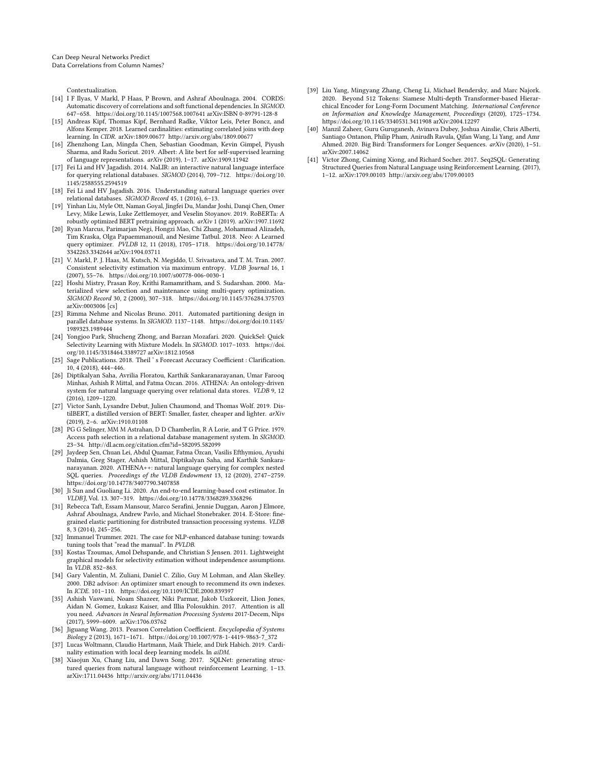Contextualization.

[14] I F Ilyas, V Markl, P Haas, P Brown, and Ashraf Aboulnaga. 2004. CORDS: Automatic discovery of correlations and soft functional dependencies. In *SIGMOD*. 647–658. https://doi.org/10.1145/1007568.1007641 arXiv:ISBN 0-89791-128-8

[15] Andreas Kipf, Thomas Kipf, Bernhard Radke, Viktor Leis, Peter Boncz, and Alfons Kemper. 2018. Learned cardinalities: estimating correlated joins with deep learning. In *CIDR*. arXiv:1809.00677 http://arxiv.org/abs/1809.00677

[16] Zhenzhong Lan, Mingda Chen, Sebastian Goodman, Kevin Gimpel, Piyush Sharma, and Radu Soricut. 2019. Albert: A lite bert for self-supervised learning of language representations. *arXiv* (2019), 1–17. arXiv:1909.11942

[17] Fei Li and HV Jagadish. 2014. NaLIR: an interactive natural language interface for querying relational databases. *SIGMOD* (2014), 709–712. https://doi.org/10.1145/2588555.2594519

[18] Fei Li and HV Jagadish. 2016. Understanding natural language queries over relational databases. *SIGMOD Record* 45, 1 (2016), 6–13.

[19] Yinhan Liu, Myle Ott, Naman Goyal, Jingfei Du, Mandar Joshi, Danqi Chen, Omer Levy, Mike Lewis, Luke Zettlemoyer, and Veselin Stoyanov. 2019. RoBERTa: A robustly optimized BERT pretraining approach. *arXiv* 1 (2019). arXiv:1907.11692

[20] Ryan Marcus, Parimarjan Negi, Hongzi Mao, Chi Zhang, Mohammad Alizadeh, Tim Kraska, Olga Papaemmanouil, and Nesime Tatbul. 2018. Neo: A Learned query optimizer. *PVLDB* 12, 11 (2018), 1705–1718. https://doi.org/10.14778/3342263.3342644 arXiv:1904.03711

[21] V. Markl, P. J. Haas, M. Kutsch, N. Megiddo, U. Srivastava, and T. M. Tran. 2007. Consistent selectivity estimation via maximum entropy. *VLDB Journal* 16, 1 (2007), 55–76. https://doi.org/10.1007/s00778-006-0030-1

[22] Hoshi Mistry, Prasan Roy, Krithi Ramamritham, and S. Sudarshan. 2000. Materialized view selection and maintenance using multi-query optimization. *SIGMOD Record* 30, 2 (2000), 307–318. https://doi.org/10.1145/376284.375703 arXiv:0003006 [cs]

[23] Rimma Nehme and Nicolas Bruno. 2011. Automated partitioning design in parallel database systems. In *SIGMOD*. 1137–1148. https://doi.org/doi:10.1145/1989323.1989444

[24] Yongjoo Park, Shucheng Zhong, and Barzan Mozafari. 2020. QuickSel: Quick Selectivity Learning with Mixture Models. In *SIGMOD*. 1017–1033. https://doi.org/10.1145/3318464.3389727 arXiv:1812.10568

[25] Sage Publications. 2018. Theil ' s Forecast Accuracy Coefficient : Clarification. 10, 4 (2018), 444–446.

[26] Diptikalyan Saha, Avrilia Floratou, Karthik Sankaranarayanan, Umar Farooq Minhas, Ashish R Mittal, and Fatma Ozcan. 2016. ATHENA: An ontology-driven system for natural language querying over relational data stores. *VLDB* 9, 12 (2016), 1209–1220.

[27] Victor Sanh, Lysandre Debut, Julien Chaumond, and Thomas Wolf. 2019. DistilBERT, a distilled version of BERT: Smaller, faster, cheaper and lighter. *arXiv* (2019), 2–6. arXiv:1910.01108

[28] PG G Selinger, MM M Astrahan, D D Chamberlin, R A Lorie, and T G Price. 1979. Access path selection in a relational database management system. In *SIGMOD*. 23–34. http://dl.acm.org/citation.cfm?id=582095.582099

[29] Jaydeep Sen, Chuan Lei, Abdul Quamar, Fatma Özcan, Vasilis Efthymiou, Ayushi Dalmia, Greg Stager, Ashish Mittal, Diptikalyan Saha, and Karthik Sankaranarayanan. 2020. ATHENA++: natural language querying for complex nested SQL queries. *Proceedings of the VLDB Endowment* 13, 12 (2020), 2747–2759. https://doi.org/10.14778/3407790.3407858

[30] Ji Sun and Guoliang Li. 2020. An end-to-end learning-based cost estimator. In *VLDBJ*, Vol. 13. 307–319. https://doi.org/10.14778/3368289.3368296

[31] Rebecca Taft, Essam Mansour, Marco Serafini, Jennie Duggan, Aaron J Elmore, Ashraf Aboulnaga, Andrew Pavlo, and Michael Stonebraker. 2014. E-Store: fine-grained elastic partitioning for distributed transaction processing systems. *VLDB* 8, 3 (2014), 245–256.

[32] Immanuel Trummer. 2021. The case for NLP-enhanced database tuning: towards tuning tools that "read the manual". In *PVLDB*.

[33] Kostas Tzoumas, Amol Dehspande, and Christian S Jensen. 2011. Lightweight graphical models for selectivity estimation without independence assumptions. In *VLDB*. 852–863.

[34] Gary Valentin, M. Zuliani, Daniel C. Zilio, Guy M Lohman, and Alan Skelley. 2000. DB2 advisor: An optimizer smart enough to recommend its own indexes. In *ICDE*. 101–110. https://doi.org/10.1109/ICDE.2000.839397

[35] Ashish Vaswani, Noam Shazeer, Niki Parmar, Jakob Uszkoreit, Llion Jones, Aidan N. Gomez, Łukasz Kaiser, and Illia Polosukhin. 2017. Attention is all you need. *Advances in Neural Information Processing Systems* 2017-Decem, Nips (2017), 5999–6009. arXiv:1706.03762

[36] Jiguang Wang. 2013. Pearson Correlation Coefficient. *Encyclopedia of Systems Biology* 2 (2013), 1671–1671. https://doi.org/10.1007/978-1-4419-9863-7_372

[37] Lucas Woltmann, Claudio Hartmann, Maik Thiele, and Dirk Habich. 2019. Cardinality estimation with local deep learning models. In *aiDM*.

[38] Xiaojun Xu, Chang Liu, and Dawn Song. 2017. SQLNet: generating structured queries from natural language without reinforcement Learning. 1–13. arXiv:1711.04436 http://arxiv.org/abs/1711.04436

[39] Liu Yang, Mingyang Zhang, Cheng Li, Michael Bendersky, and Marc Najork. 2020. Beyond 512 Tokens: Siamese Multi-depth Transformer-based Hierarchical Encoder for Long-Form Document Matching. *International Conference on Information and Knowledge Management, Proceedings* (2020), 1725–1734. https://doi.org/10.1145/3340531.3411908 arXiv:2004.12297

[40] Manzil Zaheer, Guru Guruganesh, Avinava Dubey, Joshua Ainslie, Chris Alberti, Santiago Ontanon, Philip Pham, Anirudh Ravula, Qifan Wang, Li Yang, and Amr Ahmed. 2020. Big Bird: Transformers for Longer Sequences. *arXiv* (2020), 1–51. arXiv:2007.14062

[41] Victor Zhong, Caiming Xiong, and Richard Socher. 2017. Seq2SQL: Generating Structured Queries from Natural Language using Reinforcement Learning. (2017), 1–12. arXiv:1709.00103 http://arxiv.org/abs/1709.00103